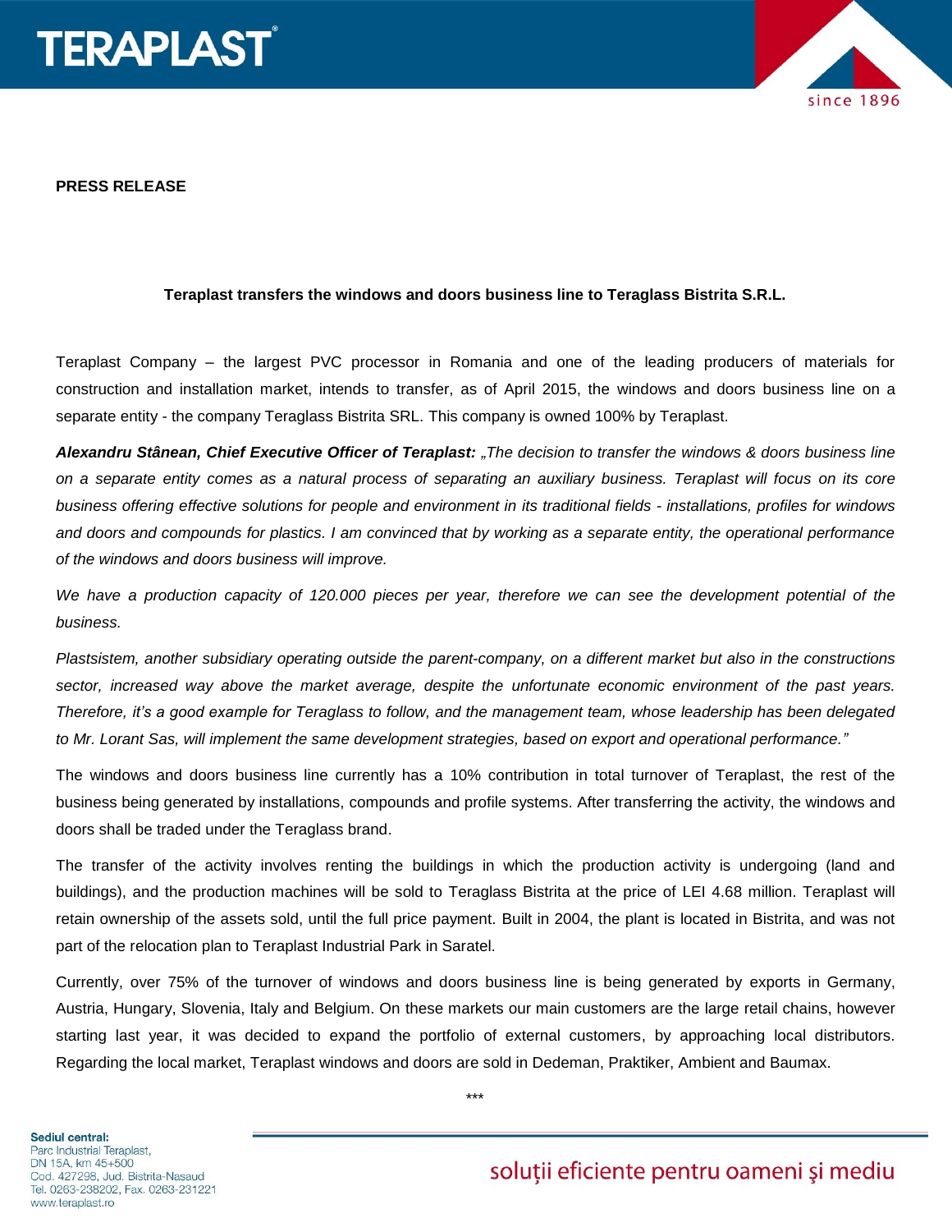**PRESS RELEASE**

**Teraplast transfers the windows and doors business line to Teraglass Bistrita S.R.L.**

Teraplast Company – the largest PVC processor in Romania and one of the leading producers of materials for construction and installation market, intends to transfer, as of April 2015, the windows and doors business line on a separate entity - the company Teraglass Bistrita SRL. This company is owned 100% by Teraplast.

***Alexandru Stânean, Chief Executive Officer of Teraplast:*** *„The decision to transfer the windows & doors business line on a separate entity comes as a natural process of separating an auxiliary business. Teraplast will focus on its core business offering effective solutions for people and environment in its traditional fields - installations, profiles for windows and doors and compounds for plastics. I am convinced that by working as a separate entity, the operational performance of the windows and doors business will improve.*

*We have a production capacity of 120.000 pieces per year, therefore we can see the development potential of the business.*

*Plastsistem, another subsidiary operating outside the parent-company, on a different market but also in the constructions sector, increased way above the market average, despite the unfortunate economic environment of the past years. Therefore, it's a good example for Teraglass to follow, and the management team, whose leadership has been delegated to Mr. Lorant Sas, will implement the same development strategies, based on export and operational performance."*

The windows and doors business line currently has a 10% contribution in total turnover of Teraplast, the rest of the business being generated by installations, compounds and profile systems. After transferring the activity, the windows and doors shall be traded under the Teraglass brand.

The transfer of the activity involves renting the buildings in which the production activity is undergoing (land and buildings), and the production machines will be sold to Teraglass Bistrita at the price of LEI 4.68 million. Teraplast will retain ownership of the assets sold, until the full price payment. Built in 2004, the plant is located in Bistrita, and was not part of the relocation plan to Teraplast Industrial Park in Saratel.

Currently, over 75% of the turnover of windows and doors business line is being generated by exports in Germany, Austria, Hungary, Slovenia, Italy and Belgium. On these markets our main customers are the large retail chains, however starting last year, it was decided to expand the portfolio of external customers, by approaching local distributors. Regarding the local market, Teraplast windows and doors are sold in Dedeman, Praktiker, Ambient and Baumax.

***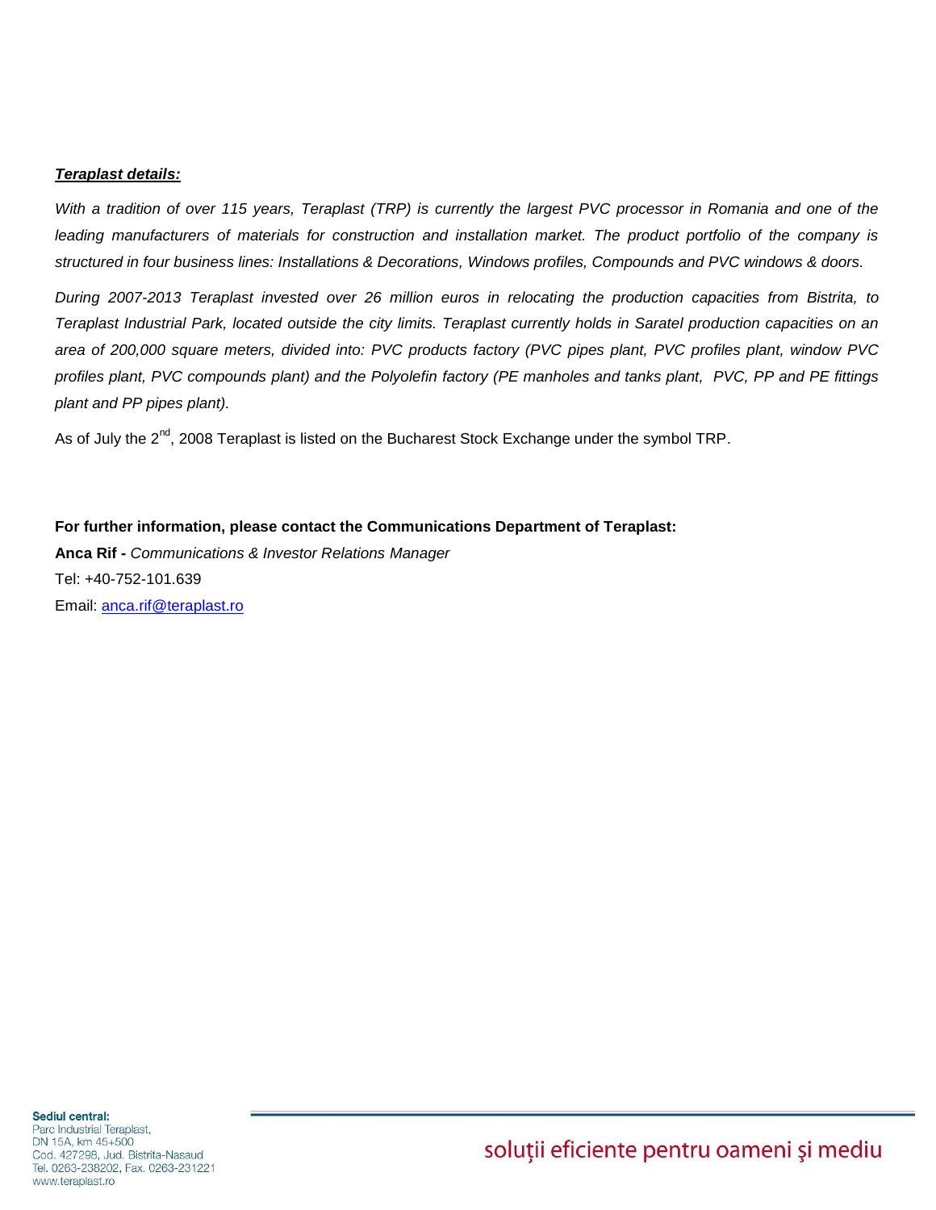***Teraplast details:***

*With a tradition of over 115 years, Teraplast (TRP) is currently the largest PVC processor in Romania and one of the leading manufacturers of materials for construction and installation market. The product portfolio of the company is structured in four business lines: Installations & Decorations, Windows profiles, Compounds and PVC windows & doors.*

*During 2007-2013 Teraplast invested over 26 million euros in relocating the production capacities from Bistrita, to Teraplast Industrial Park, located outside the city limits. Teraplast currently holds in Saratel production capacities on an area of 200,000 square meters, divided into: PVC products factory (PVC pipes plant, PVC profiles plant, window PVC profiles plant, PVC compounds plant) and the Polyolefin factory (PE manholes and tanks plant, PVC, PP and PE fittings plant and PP pipes plant).*

As of July the 2nd, 2008 Teraplast is listed on the Bucharest Stock Exchange under the symbol TRP.

**For further information, please contact the Communications Department of Teraplast:**

**Anca Rif -** *Communications & Investor Relations Manager*

Tel: +40-752-101.639

Email: anca.rif@teraplast.ro